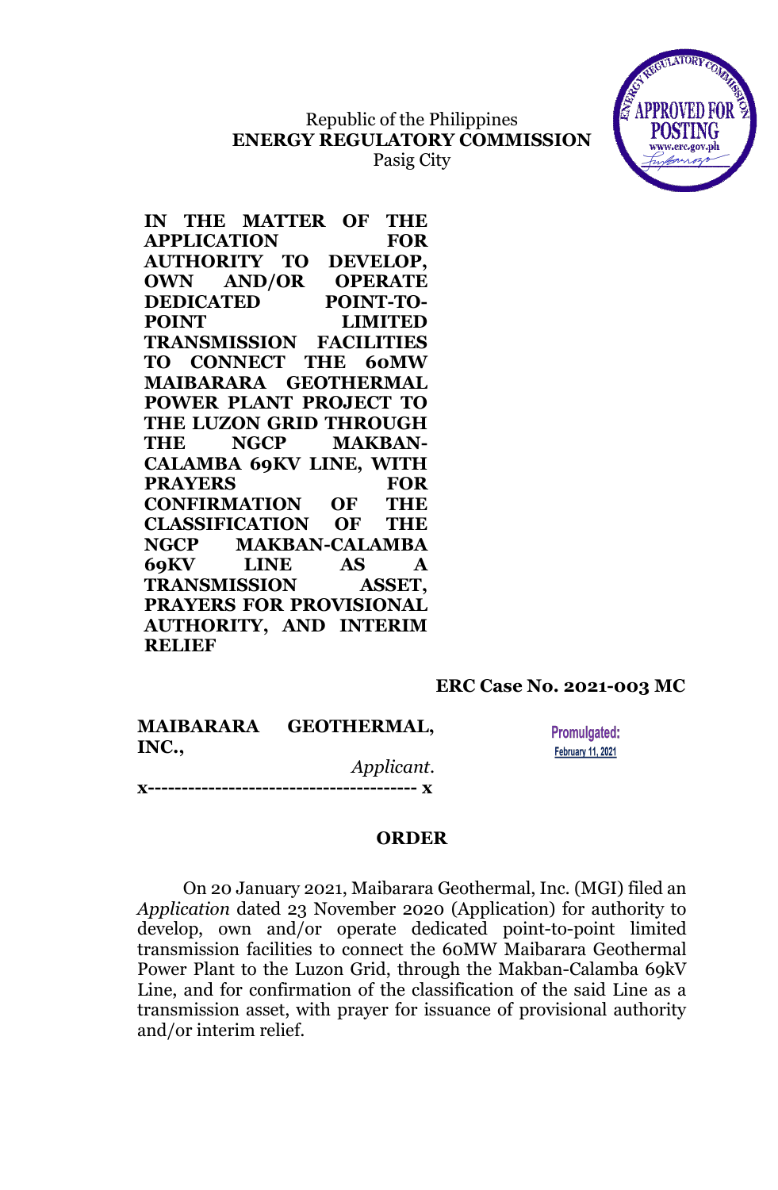Republic of the Philippines
**ENERGY REGULATORY COMMISSION**
Pasig City

**IN THE MATTER OF THE APPLICATION FOR AUTHORITY TO DEVELOP, OWN AND/OR OPERATE DEDICATED POINT-TO-POINT LIMITED TRANSMISSION FACILITIES TO CONNECT THE 60MW MAIBARARA GEOTHERMAL POWER PLANT PROJECT TO THE LUZON GRID THROUGH THE NGCP MAKBAN-CALAMBA 69KV LINE, WITH PRAYERS FOR CONFIRMATION OF THE CLASSIFICATION OF THE NGCP MAKBAN-CALAMBA 69KV LINE AS A TRANSMISSION ASSET, PRAYERS FOR PROVISIONAL AUTHORITY, AND INTERIM RELIEF**

**ERC Case No. 2021-003 MC**

**MAIBARARA GEOTHERMAL, INC.,**
*Applicant*.

Promulgated:
February 11, 2021

**x---------------------------------------- x**

## ORDER

On 20 January 2021, Maibarara Geothermal, Inc. (MGI) filed an *Application* dated 23 November 2020 (Application) for authority to develop, own and/or operate dedicated point-to-point limited transmission facilities to connect the 60MW Maibarara Geothermal Power Plant to the Luzon Grid, through the Makban-Calamba 69kV Line, and for confirmation of the classification of the said Line as a transmission asset, with prayer for issuance of provisional authority and/or interim relief.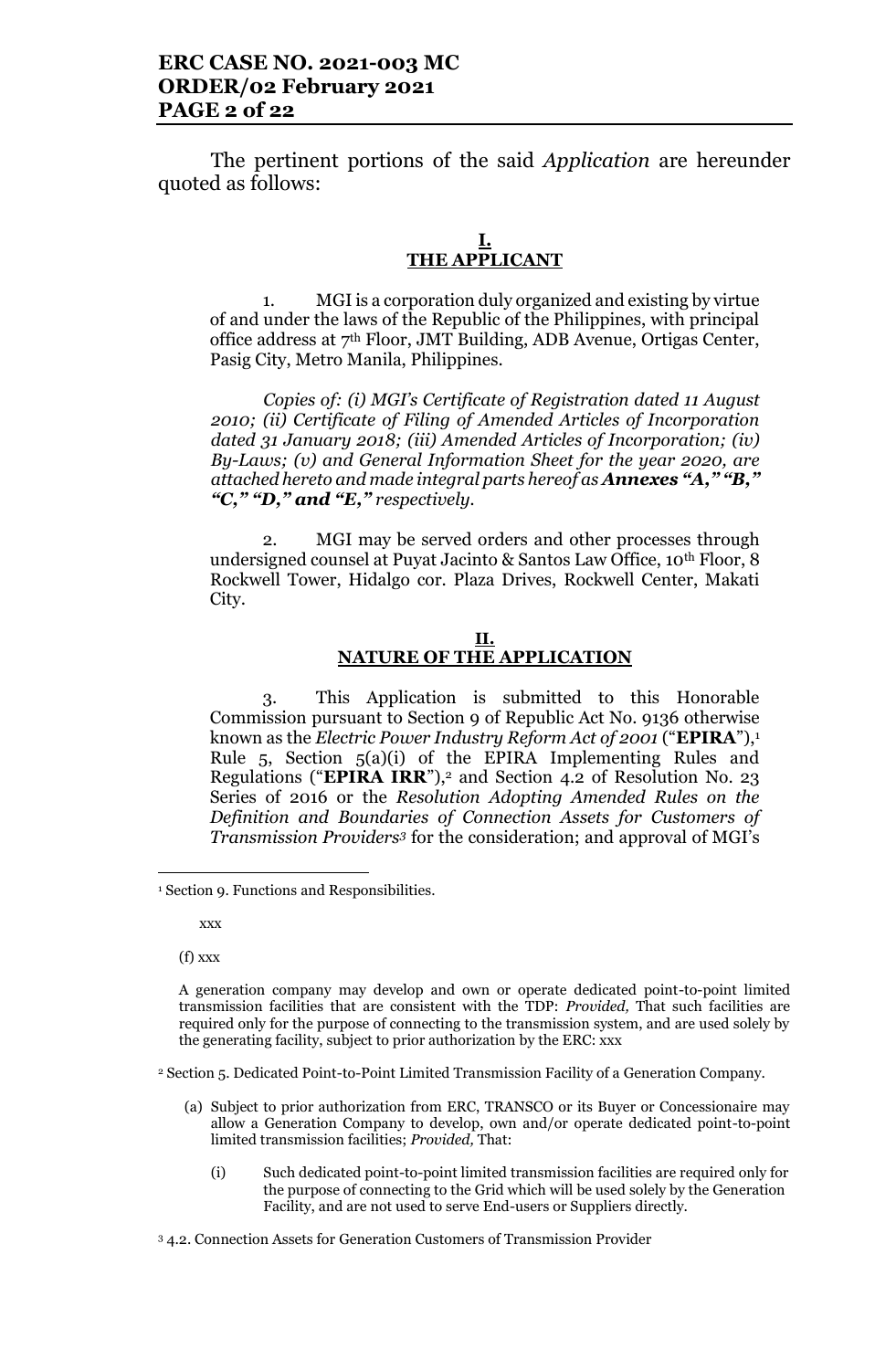The pertinent portions of the said *Application* are hereunder quoted as follows:

## I.
## THE APPLICANT

1. MGI is a corporation duly organized and existing by virtue of and under the laws of the Republic of the Philippines, with principal office address at 7th Floor, JMT Building, ADB Avenue, Ortigas Center, Pasig City, Metro Manila, Philippines.

*Copies of: (i) MGI's Certificate of Registration dated 11 August 2010; (ii) Certificate of Filing of Amended Articles of Incorporation dated 31 January 2018; (iii) Amended Articles of Incorporation; (iv) By-Laws; (v) and General Information Sheet for the year 2020, are attached hereto and made integral parts hereof as **Annexes "A," "B," "C," "D," and "E,"** respectively.*

2. MGI may be served orders and other processes through undersigned counsel at Puyat Jacinto & Santos Law Office, 10th Floor, 8 Rockwell Tower, Hidalgo cor. Plaza Drives, Rockwell Center, Makati City.

## II.
## NATURE OF THE APPLICATION

3. This Application is submitted to this Honorable Commission pursuant to Section 9 of Republic Act No. 9136 otherwise known as the *Electric Power Industry Reform Act of 2001* ("**EPIRA**"),[1] Rule 5, Section 5(a)(i) of the EPIRA Implementing Rules and Regulations ("**EPIRA IRR**"),[2] and Section 4.2 of Resolution No. 23 Series of 2016 or the *Resolution Adopting Amended Rules on the Definition and Boundaries of Connection Assets for Customers of Transmission Providers*[3] for the consideration; and approval of MGI's

---

[1] Section 9. Functions and Responsibilities.

xxx

(f) xxx

A generation company may develop and own or operate dedicated point-to-point limited transmission facilities that are consistent with the TDP: *Provided,* That such facilities are required only for the purpose of connecting to the transmission system, and are used solely by the generating facility, subject to prior authorization by the ERC: xxx

[2] Section 5. Dedicated Point-to-Point Limited Transmission Facility of a Generation Company.

(a) Subject to prior authorization from ERC, TRANSCO or its Buyer or Concessionaire may allow a Generation Company to develop, own and/or operate dedicated point-to-point limited transmission facilities; *Provided,* That:

(i) Such dedicated point-to-point limited transmission facilities are required only for the purpose of connecting to the Grid which will be used solely by the Generation Facility, and are not used to serve End-users or Suppliers directly.

[3] 4.2. Connection Assets for Generation Customers of Transmission Provider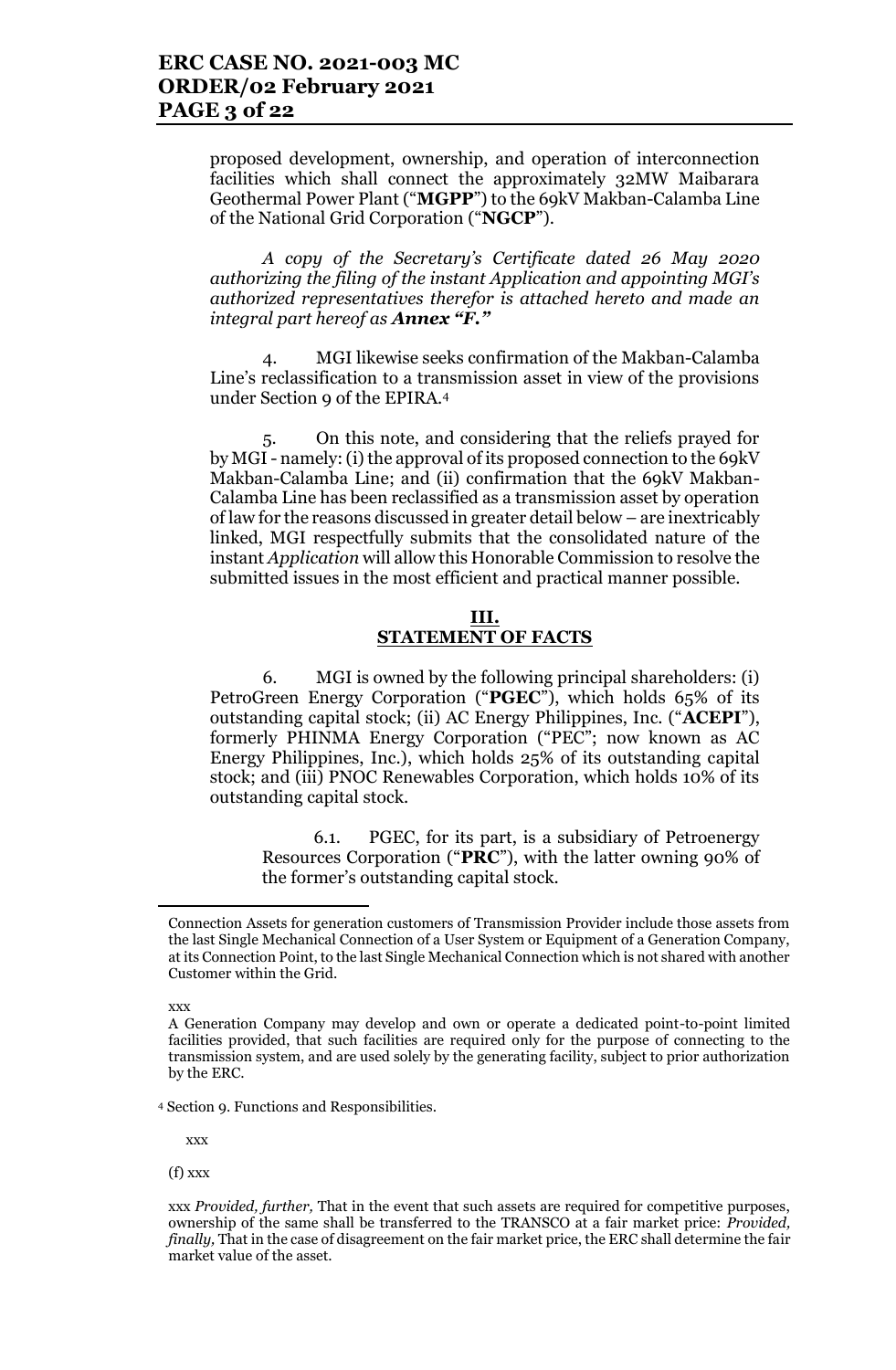proposed development, ownership, and operation of interconnection facilities which shall connect the approximately 32MW Maibarara Geothermal Power Plant ("**MGPP**") to the 69kV Makban-Calamba Line of the National Grid Corporation ("**NGCP**").

*A copy of the Secretary's Certificate dated 26 May 2020 authorizing the filing of the instant Application and appointing MGI's authorized representatives therefor is attached hereto and made an integral part hereof as **Annex "F."***

4. MGI likewise seeks confirmation of the Makban-Calamba Line's reclassification to a transmission asset in view of the provisions under Section 9 of the EPIRA.[4]

5. On this note, and considering that the reliefs prayed for by MGI - namely: (i) the approval of its proposed connection to the 69kV Makban-Calamba Line; and (ii) confirmation that the 69kV Makban-Calamba Line has been reclassified as a transmission asset by operation of law for the reasons discussed in greater detail below – are inextricably linked, MGI respectfully submits that the consolidated nature of the instant *Application* will allow this Honorable Commission to resolve the submitted issues in the most efficient and practical manner possible.

## III. STATEMENT OF FACTS

6. MGI is owned by the following principal shareholders: (i) PetroGreen Energy Corporation ("**PGEC**"), which holds 65% of its outstanding capital stock; (ii) AC Energy Philippines, Inc. ("**ACEPI**"), formerly PHINMA Energy Corporation ("PEC"; now known as AC Energy Philippines, Inc.), which holds 25% of its outstanding capital stock; and (iii) PNOC Renewables Corporation, which holds 10% of its outstanding capital stock.

6.1. PGEC, for its part, is a subsidiary of Petroenergy Resources Corporation ("**PRC**"), with the latter owning 90% of the former's outstanding capital stock.

---

Connection Assets for generation customers of Transmission Provider include those assets from the last Single Mechanical Connection of a User System or Equipment of a Generation Company, at its Connection Point, to the last Single Mechanical Connection which is not shared with another Customer within the Grid.

xxx

A Generation Company may develop and own or operate a dedicated point-to-point limited facilities provided, that such facilities are required only for the purpose of connecting to the transmission system, and are used solely by the generating facility, subject to prior authorization by the ERC.

[4] Section 9. Functions and Responsibilities.

xxx

(f) xxx

xxx *Provided, further,* That in the event that such assets are required for competitive purposes, ownership of the same shall be transferred to the TRANSCO at a fair market price: *Provided, finally,* That in the case of disagreement on the fair market price, the ERC shall determine the fair market value of the asset.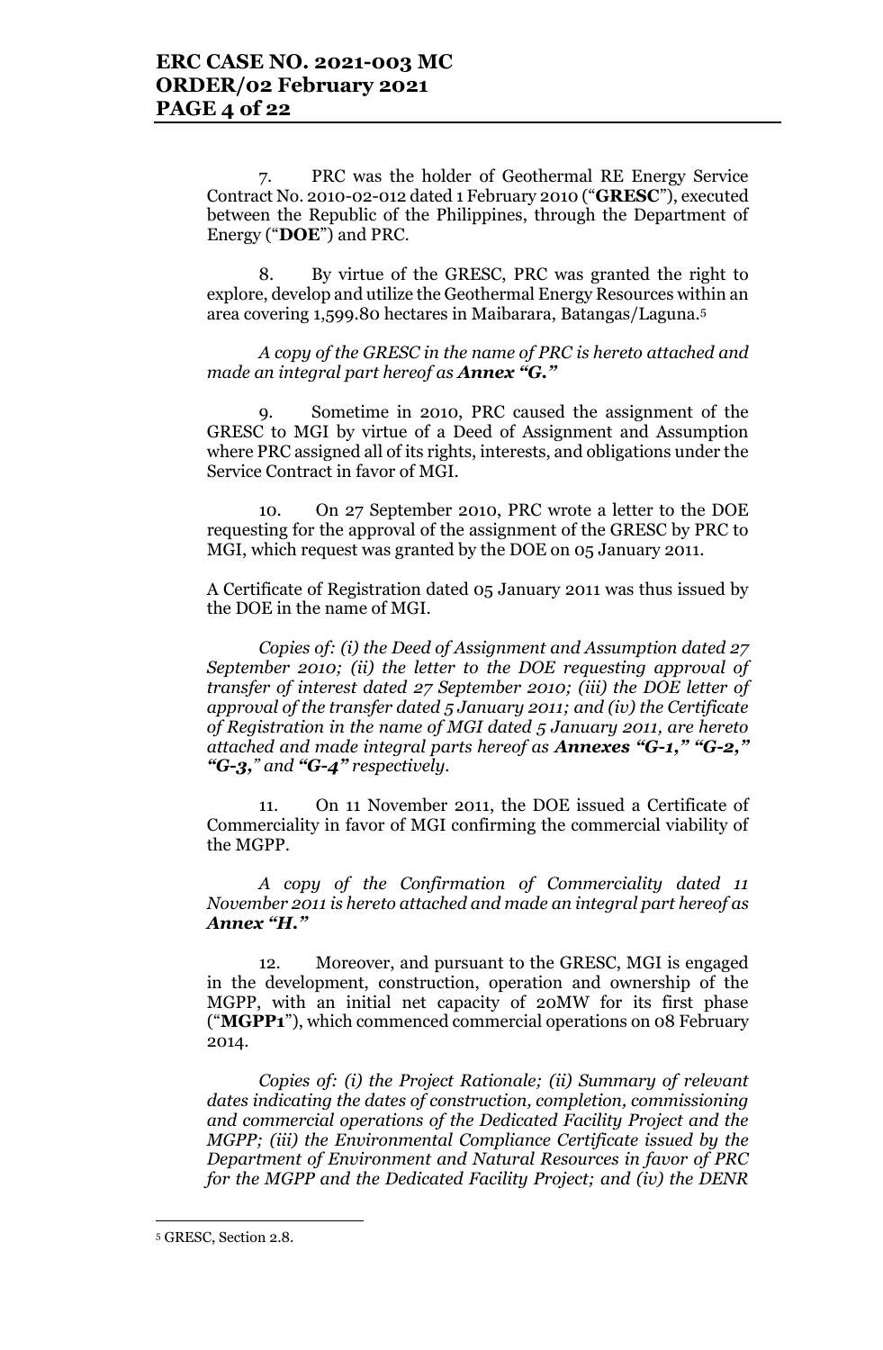7. PRC was the holder of Geothermal RE Energy Service Contract No. 2010-02-012 dated 1 February 2010 ("**GRESC**"), executed between the Republic of the Philippines, through the Department of Energy ("**DOE**") and PRC.

8. By virtue of the GRESC, PRC was granted the right to explore, develop and utilize the Geothermal Energy Resources within an area covering 1,599.80 hectares in Maibarara, Batangas/Laguna.[5]

*A copy of the GRESC in the name of PRC is hereto attached and made an integral part hereof as **Annex "G."***

9. Sometime in 2010, PRC caused the assignment of the GRESC to MGI by virtue of a Deed of Assignment and Assumption where PRC assigned all of its rights, interests, and obligations under the Service Contract in favor of MGI.

10. On 27 September 2010, PRC wrote a letter to the DOE requesting for the approval of the assignment of the GRESC by PRC to MGI, which request was granted by the DOE on 05 January 2011.

A Certificate of Registration dated 05 January 2011 was thus issued by the DOE in the name of MGI.

*Copies of: (i) the Deed of Assignment and Assumption dated 27 September 2010; (ii) the letter to the DOE requesting approval of transfer of interest dated 27 September 2010; (iii) the DOE letter of approval of the transfer dated 5 January 2011; and (iv) the Certificate of Registration in the name of MGI dated 5 January 2011, are hereto attached and made integral parts hereof as **Annexes "G-1," "G-2," "G-3,"** and **"G-4"** respectively.*

11. On 11 November 2011, the DOE issued a Certificate of Commerciality in favor of MGI confirming the commercial viability of the MGPP.

*A copy of the Confirmation of Commerciality dated 11 November 2011 is hereto attached and made an integral part hereof as **Annex "H."***

12. Moreover, and pursuant to the GRESC, MGI is engaged in the development, construction, operation and ownership of the MGPP, with an initial net capacity of 20MW for its first phase ("**MGPP1**"), which commenced commercial operations on 08 February 2014.

*Copies of: (i) the Project Rationale; (ii) Summary of relevant dates indicating the dates of construction, completion, commissioning and commercial operations of the Dedicated Facility Project and the MGPP; (iii) the Environmental Compliance Certificate issued by the Department of Environment and Natural Resources in favor of PRC for the MGPP and the Dedicated Facility Project; and (iv) the DENR*

---

[5] GRESC, Section 2.8.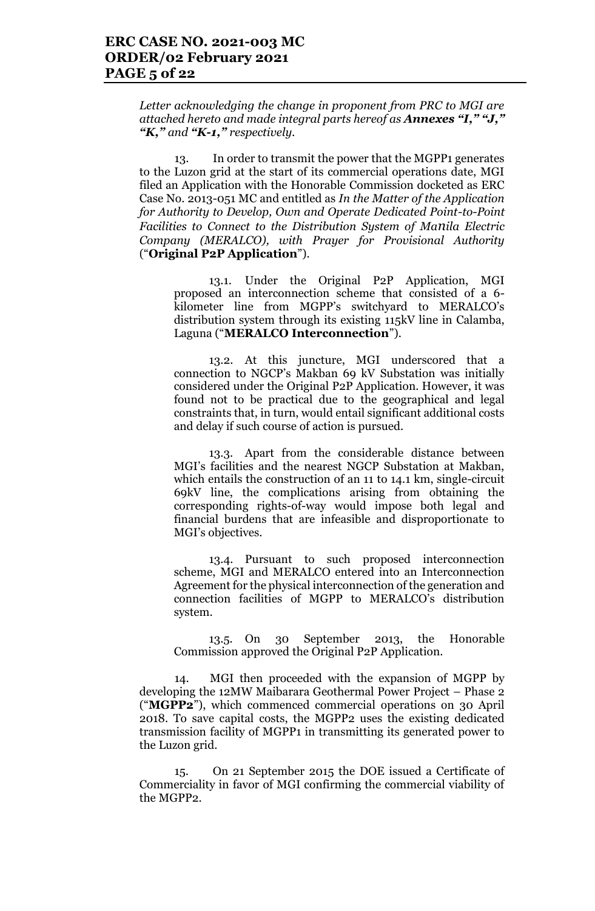*Letter acknowledging the change in proponent from PRC to MGI are attached hereto and made integral parts hereof as **Annexes "I," "J," "K,"** and **"K-1,"** respectively.*

13. In order to transmit the power that the MGPP1 generates to the Luzon grid at the start of its commercial operations date, MGI filed an Application with the Honorable Commission docketed as ERC Case No. 2013-051 MC and entitled as *In the Matter of the Application for Authority to Develop, Own and Operate Dedicated Point-to-Point Facilities to Connect to the Distribution System of Manila Electric Company (MERALCO), with Prayer for Provisional Authority* ("**Original P2P Application**").

13.1. Under the Original P2P Application, MGI proposed an interconnection scheme that consisted of a 6-kilometer line from MGPP's switchyard to MERALCO's distribution system through its existing 115kV line in Calamba, Laguna ("**MERALCO Interconnection**").

13.2. At this juncture, MGI underscored that a connection to NGCP's Makban 69 kV Substation was initially considered under the Original P2P Application. However, it was found not to be practical due to the geographical and legal constraints that, in turn, would entail significant additional costs and delay if such course of action is pursued.

13.3. Apart from the considerable distance between MGI's facilities and the nearest NGCP Substation at Makban, which entails the construction of an 11 to 14.1 km, single-circuit 69kV line, the complications arising from obtaining the corresponding rights-of-way would impose both legal and financial burdens that are infeasible and disproportionate to MGI's objectives.

13.4. Pursuant to such proposed interconnection scheme, MGI and MERALCO entered into an Interconnection Agreement for the physical interconnection of the generation and connection facilities of MGPP to MERALCO's distribution system.

13.5. On 30 September 2013, the Honorable Commission approved the Original P2P Application.

14. MGI then proceeded with the expansion of MGPP by developing the 12MW Maibarara Geothermal Power Project – Phase 2 ("**MGPP2**"), which commenced commercial operations on 30 April 2018. To save capital costs, the MGPP2 uses the existing dedicated transmission facility of MGPP1 in transmitting its generated power to the Luzon grid.

15. On 21 September 2015 the DOE issued a Certificate of Commerciality in favor of MGI confirming the commercial viability of the MGPP2.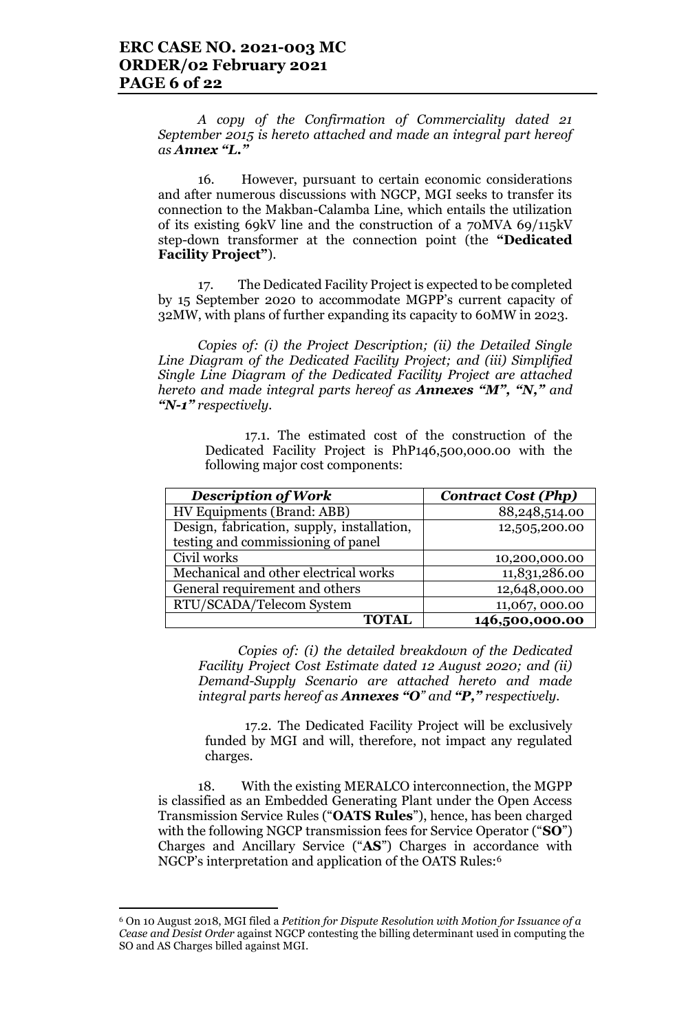*A copy of the Confirmation of Commerciality dated 21 September 2015 is hereto attached and made an integral part hereof as **Annex "L."***

16. However, pursuant to certain economic considerations and after numerous discussions with NGCP, MGI seeks to transfer its connection to the Makban-Calamba Line, which entails the utilization of its existing 69kV line and the construction of a 70MVA 69/115kV step-down transformer at the connection point (the **"Dedicated Facility Project"**).

17. The Dedicated Facility Project is expected to be completed by 15 September 2020 to accommodate MGPP's current capacity of 32MW, with plans of further expanding its capacity to 60MW in 2023.

*Copies of: (i) the Project Description; (ii) the Detailed Single Line Diagram of the Dedicated Facility Project; and (iii) Simplified Single Line Diagram of the Dedicated Facility Project are attached hereto and made integral parts hereof as **Annexes "M", "N," and "N-1"** respectively.*

17.1. The estimated cost of the construction of the Dedicated Facility Project is PhP146,500,000.00 with the following major cost components:

| *Description of Work* | *Contract Cost (Php)* |
|---|---|
| HV Equipments (Brand: ABB) | 88,248,514.00 |
| Design, fabrication, supply, installation, testing and commissioning of panel | 12,505,200.00 |
| Civil works | 10,200,000.00 |
| Mechanical and other electrical works | 11,831,286.00 |
| General requirement and others | 12,648,000.00 |
| RTU/SCADA/Telecom System | 11,067, 000.00 |
| **TOTAL** | **146,500,000.00** |

*Copies of: (i) the detailed breakdown of the Dedicated Facility Project Cost Estimate dated 12 August 2020; and (ii) Demand-Supply Scenario are attached hereto and made integral parts hereof as **Annexes "O"** and **"P,"** respectively.*

17.2. The Dedicated Facility Project will be exclusively funded by MGI and will, therefore, not impact any regulated charges.

18. With the existing MERALCO interconnection, the MGPP is classified as an Embedded Generating Plant under the Open Access Transmission Service Rules ("**OATS Rules**"), hence, has been charged with the following NGCP transmission fees for Service Operator ("**SO**") Charges and Ancillary Service ("**AS**") Charges in accordance with NGCP's interpretation and application of the OATS Rules:[6]

[6] On 10 August 2018, MGI filed a *Petition for Dispute Resolution with Motion for Issuance of a Cease and Desist Order* against NGCP contesting the billing determinant used in computing the SO and AS Charges billed against MGI.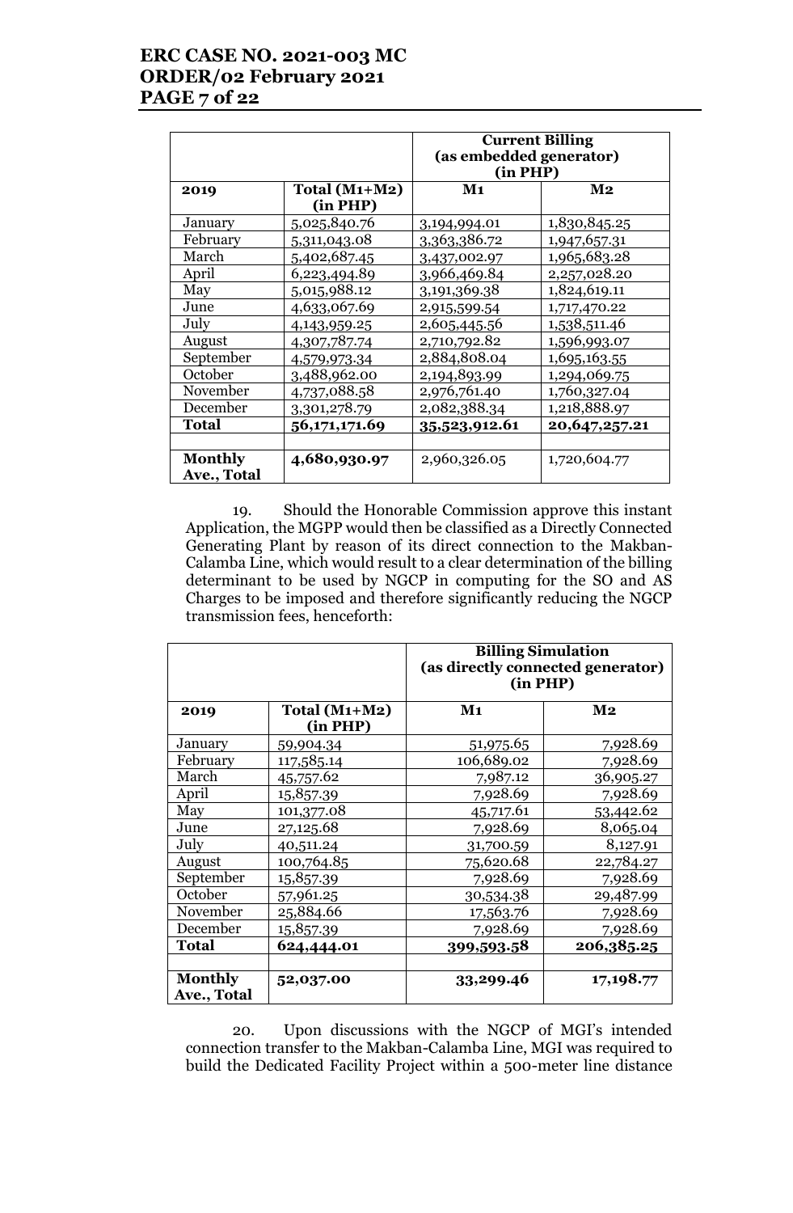| | | **Current Billing (as embedded generator) (in PHP)** | |
|---|---|---|---|
| **2019** | **Total (M1+M2) (in PHP)** | **M1** | **M2** |
| January | 5,025,840.76 | 3,194,994.01 | 1,830,845.25 |
| February | 5,311,043.08 | 3,363,386.72 | 1,947,657.31 |
| March | 5,402,687.45 | 3,437,002.97 | 1,965,683.28 |
| April | 6,223,494.89 | 3,966,469.84 | 2,257,028.20 |
| May | 5,015,988.12 | 3,191,369.38 | 1,824,619.11 |
| June | 4,633,067.69 | 2,915,599.54 | 1,717,470.22 |
| July | 4,143,959.25 | 2,605,445.56 | 1,538,511.46 |
| August | 4,307,787.74 | 2,710,792.82 | 1,596,993.07 |
| September | 4,579,973.34 | 2,884,808.04 | 1,695,163.55 |
| October | 3,488,962.00 | 2,194,893.99 | 1,294,069.75 |
| November | 4,737,088.58 | 2,976,761.40 | 1,760,327.04 |
| December | 3,301,278.79 | 2,082,388.34 | 1,218,888.97 |
| **Total** | **56,171,171.69** | **35,523,912.61** | **20,647,257.21** |
| | | | |
| **Monthly Ave., Total** | **4,680,930.97** | 2,960,326.05 | 1,720,604.77 |

19. Should the Honorable Commission approve this instant Application, the MGPP would then be classified as a Directly Connected Generating Plant by reason of its direct connection to the Makban-Calamba Line, which would result to a clear determination of the billing determinant to be used by NGCP in computing for the SO and AS Charges to be imposed and therefore significantly reducing the NGCP transmission fees, henceforth:

| | | **Billing Simulation (as directly connected generator) (in PHP)** | |
|---|---|---|---|
| **2019** | **Total (M1+M2) (in PHP)** | **M1** | **M2** |
| January | 59,904.34 | 51,975.65 | 7,928.69 |
| February | 117,585.14 | 106,689.02 | 7,928.69 |
| March | 45,757.62 | 7,987.12 | 36,905.27 |
| April | 15,857.39 | 7,928.69 | 7,928.69 |
| May | 101,377.08 | 45,717.61 | 53,442.62 |
| June | 27,125.68 | 7,928.69 | 8,065.04 |
| July | 40,511.24 | 31,700.59 | 8,127.91 |
| August | 100,764.85 | 75,620.68 | 22,784.27 |
| September | 15,857.39 | 7,928.69 | 7,928.69 |
| October | 57,961.25 | 30,534.38 | 29,487.99 |
| November | 25,884.66 | 17,563.76 | 7,928.69 |
| December | 15,857.39 | 7,928.69 | 7,928.69 |
| **Total** | **624,444.01** | **399,593.58** | **206,385.25** |
| | | | |
| **Monthly Ave., Total** | **52,037.00** | **33,299.46** | **17,198.77** |

20. Upon discussions with the NGCP of MGI's intended connection transfer to the Makban-Calamba Line, MGI was required to build the Dedicated Facility Project within a 500-meter line distance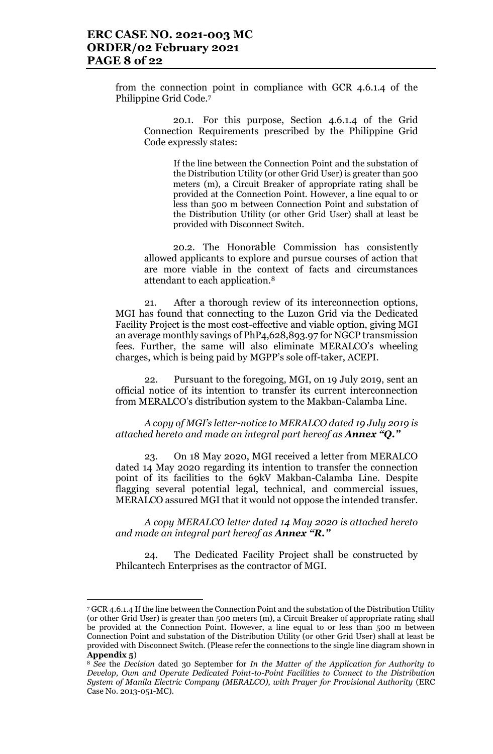from the connection point in compliance with GCR 4.6.1.4 of the Philippine Grid Code.[7]

> 20.1. For this purpose, Section 4.6.1.4 of the Grid Connection Requirements prescribed by the Philippine Grid Code expressly states:
>
> > If the line between the Connection Point and the substation of the Distribution Utility (or other Grid User) is greater than 500 meters (m), a Circuit Breaker of appropriate rating shall be provided at the Connection Point. However, a line equal to or less than 500 m between Connection Point and substation of the Distribution Utility (or other Grid User) shall at least be provided with Disconnect Switch.
>
> 20.2. The Honorable Commission has consistently allowed applicants to explore and pursue courses of action that are more viable in the context of facts and circumstances attendant to each application.[8]

21. After a thorough review of its interconnection options, MGI has found that connecting to the Luzon Grid via the Dedicated Facility Project is the most cost-effective and viable option, giving MGI an average monthly savings of PhP4,628,893.97 for NGCP transmission fees. Further, the same will also eliminate MERALCO's wheeling charges, which is being paid by MGPP's sole off-taker, ACEPI.

22. Pursuant to the foregoing, MGI, on 19 July 2019, sent an official notice of its intention to transfer its current interconnection from MERALCO's distribution system to the Makban-Calamba Line.

*A copy of MGI's letter-notice to MERALCO dated 19 July 2019 is attached hereto and made an integral part hereof as **Annex "Q."***

23. On 18 May 2020, MGI received a letter from MERALCO dated 14 May 2020 regarding its intention to transfer the connection point of its facilities to the 69kV Makban-Calamba Line. Despite flagging several potential legal, technical, and commercial issues, MERALCO assured MGI that it would not oppose the intended transfer.

*A copy MERALCO letter dated 14 May 2020 is attached hereto and made an integral part hereof as **Annex "R."***

24. The Dedicated Facility Project shall be constructed by Philcantech Enterprises as the contractor of MGI.

---

[7] GCR 4.6.1.4 If the line between the Connection Point and the substation of the Distribution Utility (or other Grid User) is greater than 500 meters (m), a Circuit Breaker of appropriate rating shall be provided at the Connection Point. However, a line equal to or less than 500 m between Connection Point and substation of the Distribution Utility (or other Grid User) shall at least be provided with Disconnect Switch. (Please refer the connections to the single line diagram shown in **Appendix 5**)

[8] *See* the *Decision* dated 30 September for *In the Matter of the Application for Authority to Develop, Own and Operate Dedicated Point-to-Point Facilities to Connect to the Distribution System of Manila Electric Company (MERALCO), with Prayer for Provisional Authority* (ERC Case No. 2013-051-MC).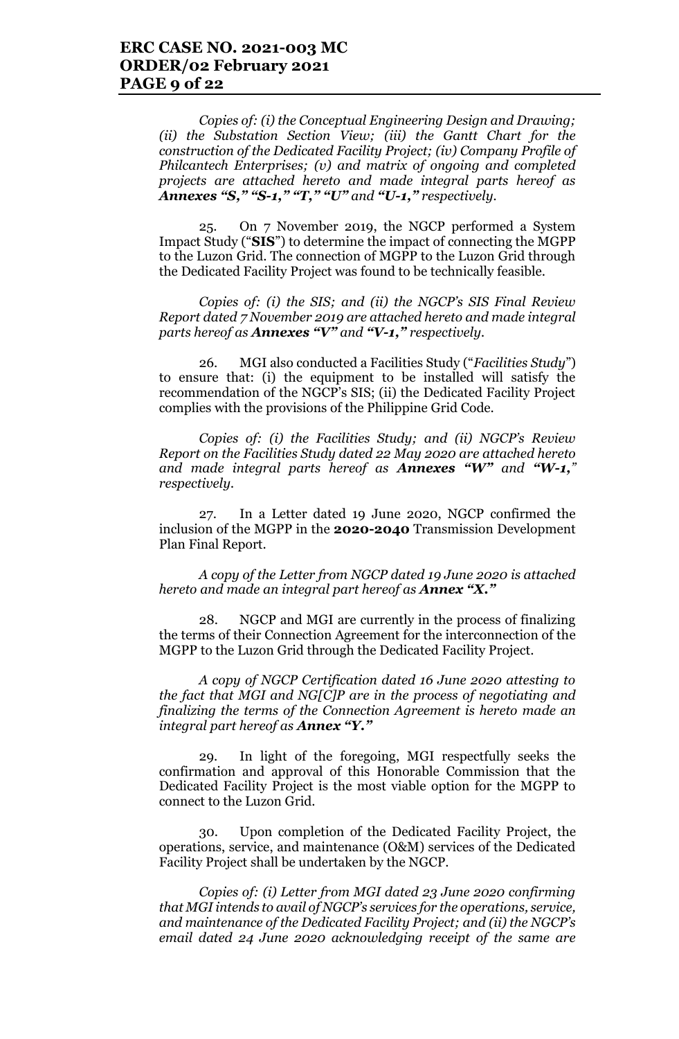*Copies of: (i) the Conceptual Engineering Design and Drawing; (ii) the Substation Section View; (iii) the Gantt Chart for the construction of the Dedicated Facility Project; (iv) Company Profile of Philcantech Enterprises; (v) and matrix of ongoing and completed projects are attached hereto and made integral parts hereof as **Annexes "S," "S-1," "T," "U"** and **"U-1,"** respectively.*

25. On 7 November 2019, the NGCP performed a System Impact Study ("**SIS**") to determine the impact of connecting the MGPP to the Luzon Grid. The connection of MGPP to the Luzon Grid through the Dedicated Facility Project was found to be technically feasible.

*Copies of: (i) the SIS; and (ii) the NGCP's SIS Final Review Report dated 7 November 2019 are attached hereto and made integral parts hereof as **Annexes "V"** and **"V-1,"** respectively.*

26. MGI also conducted a Facilities Study ("*Facilities Study*") to ensure that: (i) the equipment to be installed will satisfy the recommendation of the NGCP's SIS; (ii) the Dedicated Facility Project complies with the provisions of the Philippine Grid Code.

*Copies of: (i) the Facilities Study; and (ii) NGCP's Review Report on the Facilities Study dated 22 May 2020 are attached hereto and made integral parts hereof as **Annexes "W"** and **"W-1,"** respectively.*

27. In a Letter dated 19 June 2020, NGCP confirmed the inclusion of the MGPP in the **2020-2040** Transmission Development Plan Final Report.

*A copy of the Letter from NGCP dated 19 June 2020 is attached hereto and made an integral part hereof as **Annex "X."***

28. NGCP and MGI are currently in the process of finalizing the terms of their Connection Agreement for the interconnection of the MGPP to the Luzon Grid through the Dedicated Facility Project.

*A copy of NGCP Certification dated 16 June 2020 attesting to the fact that MGI and NG[C]P are in the process of negotiating and finalizing the terms of the Connection Agreement is hereto made an integral part hereof as **Annex "Y."***

29. In light of the foregoing, MGI respectfully seeks the confirmation and approval of this Honorable Commission that the Dedicated Facility Project is the most viable option for the MGPP to connect to the Luzon Grid.

30. Upon completion of the Dedicated Facility Project, the operations, service, and maintenance (O&M) services of the Dedicated Facility Project shall be undertaken by the NGCP.

*Copies of: (i) Letter from MGI dated 23 June 2020 confirming that MGI intends to avail of NGCP's services for the operations, service, and maintenance of the Dedicated Facility Project; and (ii) the NGCP's email dated 24 June 2020 acknowledging receipt of the same are*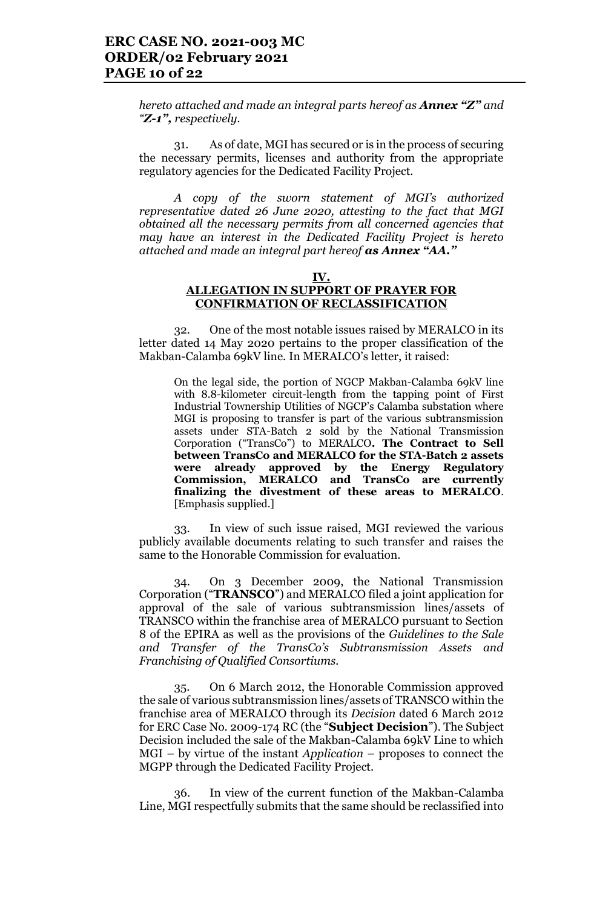*hereto attached and made an integral parts hereof as **Annex "Z"** and **"Z-1"**, respectively.*

31. As of date, MGI has secured or is in the process of securing the necessary permits, licenses and authority from the appropriate regulatory agencies for the Dedicated Facility Project.

*A copy of the sworn statement of MGI's authorized representative dated 26 June 2020, attesting to the fact that MGI obtained all the necessary permits from all concerned agencies that may have an interest in the Dedicated Facility Project is hereto attached and made an integral part hereof **as Annex "AA."***

## IV.
## ALLEGATION IN SUPPORT OF PRAYER FOR CONFIRMATION OF RECLASSIFICATION

32. One of the most notable issues raised by MERALCO in its letter dated 14 May 2020 pertains to the proper classification of the Makban-Calamba 69kV line. In MERALCO's letter, it raised:

> On the legal side, the portion of NGCP Makban-Calamba 69kV line with 8.8-kilometer circuit-length from the tapping point of First Industrial Townership Utilities of NGCP's Calamba substation where MGI is proposing to transfer is part of the various subtransmission assets under STA-Batch 2 sold by the National Transmission Corporation ("TransCo") to MERALCO**. The Contract to Sell between TransCo and MERALCO for the STA-Batch 2 assets were already approved by the Energy Regulatory Commission, MERALCO and TransCo are currently finalizing the divestment of these areas to MERALCO**. [Emphasis supplied.]

33. In view of such issue raised, MGI reviewed the various publicly available documents relating to such transfer and raises the same to the Honorable Commission for evaluation.

34. On 3 December 2009, the National Transmission Corporation ("**TRANSCO**") and MERALCO filed a joint application for approval of the sale of various subtransmission lines/assets of TRANSCO within the franchise area of MERALCO pursuant to Section 8 of the EPIRA as well as the provisions of the *Guidelines to the Sale and Transfer of the TransCo's Subtransmission Assets and Franchising of Qualified Consortiums*.

35. On 6 March 2012, the Honorable Commission approved the sale of various subtransmission lines/assets of TRANSCO within the franchise area of MERALCO through its *Decision* dated 6 March 2012 for ERC Case No. 2009-174 RC (the "**Subject Decision**"). The Subject Decision included the sale of the Makban-Calamba 69kV Line to which MGI – by virtue of the instant *Application* – proposes to connect the MGPP through the Dedicated Facility Project.

36. In view of the current function of the Makban-Calamba Line, MGI respectfully submits that the same should be reclassified into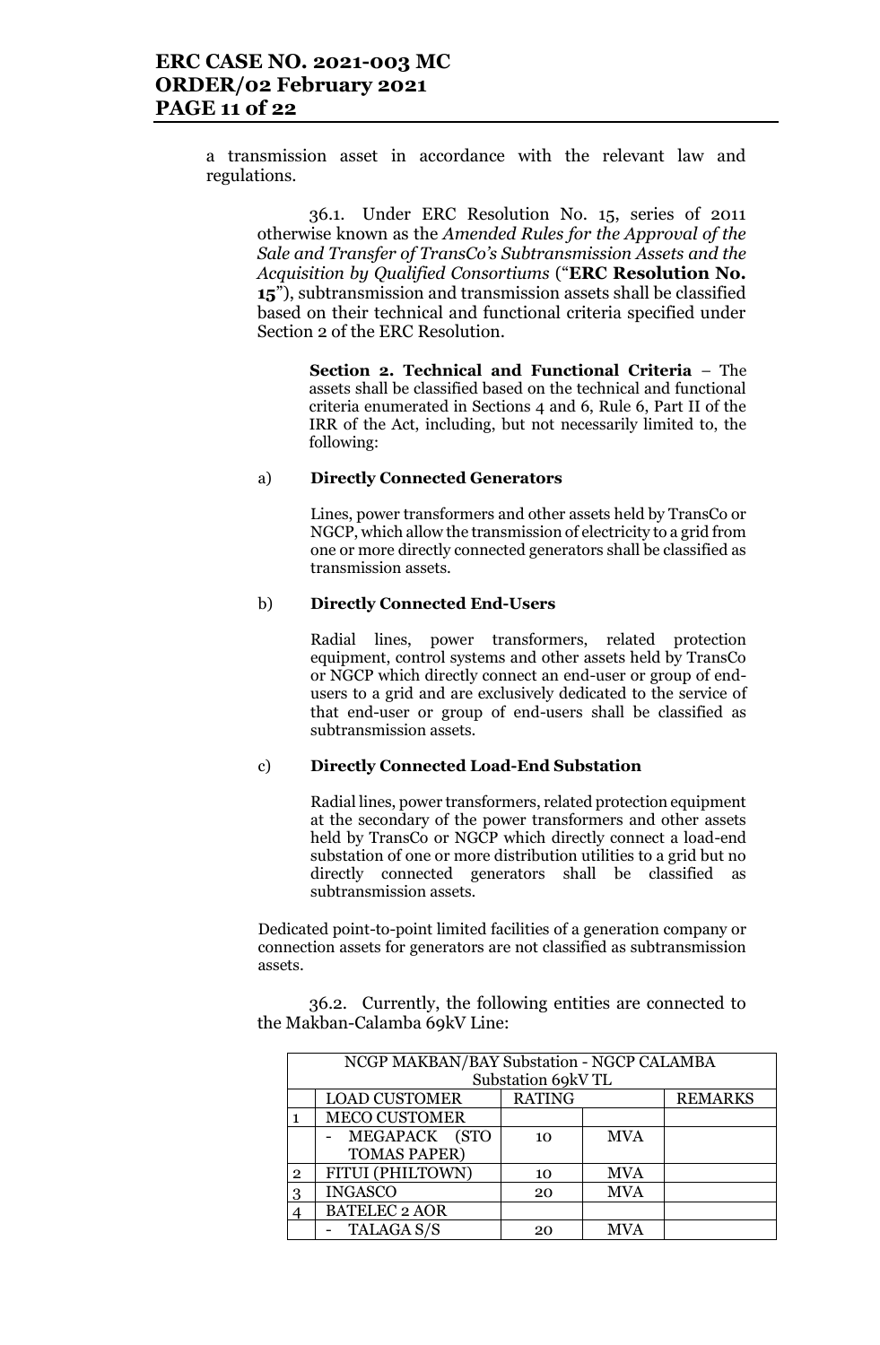a transmission asset in accordance with the relevant law and regulations.

36.1. Under ERC Resolution No. 15, series of 2011 otherwise known as the *Amended Rules for the Approval of the Sale and Transfer of TransCo's Subtransmission Assets and the Acquisition by Qualified Consortiums* ("**ERC Resolution No. 15**"), subtransmission and transmission assets shall be classified based on their technical and functional criteria specified under Section 2 of the ERC Resolution.

> **Section 2. Technical and Functional Criteria** – The assets shall be classified based on the technical and functional criteria enumerated in Sections 4 and 6, Rule 6, Part II of the IRR of the Act, including, but not necessarily limited to, the following:
>
> a) **Directly Connected Generators**
>
> Lines, power transformers and other assets held by TransCo or NGCP, which allow the transmission of electricity to a grid from one or more directly connected generators shall be classified as transmission assets.
>
> b) **Directly Connected End-Users**
>
> Radial lines, power transformers, related protection equipment, control systems and other assets held by TransCo or NGCP which directly connect an end-user or group of end-users to a grid and are exclusively dedicated to the service of that end-user or group of end-users shall be classified as subtransmission assets.
>
> c) **Directly Connected Load-End Substation**
>
> Radial lines, power transformers, related protection equipment at the secondary of the power transformers and other assets held by TransCo or NGCP which directly connect a load-end substation of one or more distribution utilities to a grid but no directly connected generators shall be classified as subtransmission assets.
>
> Dedicated point-to-point limited facilities of a generation company or connection assets for generators are not classified as subtransmission assets.

36.2. Currently, the following entities are connected to the Makban-Calamba 69kV Line:

| NCGP MAKBAN/BAY Substation - NGCP CALAMBA Substation 69kV TL | | | | |
|---|---|---|---|---|
| | LOAD CUSTOMER | RATING | | REMARKS |
| 1 | MECO CUSTOMER | | | |
| | - MEGAPACK (STO TOMAS PAPER) | 10 | MVA | |
| 2 | FITUI (PHILTOWN) | 10 | MVA | |
| 3 | INGASCO | 20 | MVA | |
| 4 | BATELEC 2 AOR | | | |
| | - TALAGA S/S | 20 | MVA | |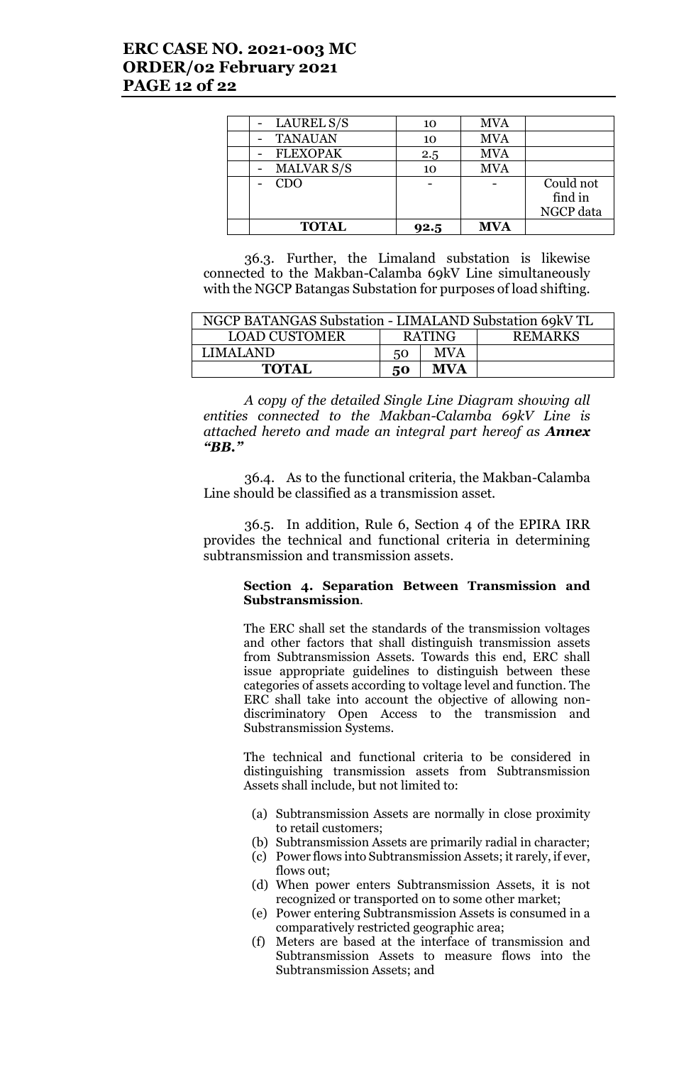| | | | | |
|---|---|---|---|---|
| | - LAUREL S/S | 10 | MVA | |
| | - TANAUAN | 10 | MVA | |
| | - FLEXOPAK | 2.5 | MVA | |
| | - MALVAR S/S | 10 | MVA | |
| | - CDO | - | - | Could not find in NGCP data |
| | **TOTAL** | **92.5** | **MVA** | |

36.3. Further, the Limaland substation is likewise connected to the Makban-Calamba 69kV Line simultaneously with the NGCP Batangas Substation for purposes of load shifting.

| NGCP BATANGAS Substation - LIMALAND Substation 69kV TL | | | |
|---|---|---|---|
| LOAD CUSTOMER | RATING | | REMARKS |
| LIMALAND | 50 | MVA | |
| **TOTAL** | **50** | **MVA** | |

*A copy of the detailed Single Line Diagram showing all entities connected to the Makban-Calamba 69kV Line is attached hereto and made an integral part hereof as **Annex "BB."***

36.4. As to the functional criteria, the Makban-Calamba Line should be classified as a transmission asset.

36.5. In addition, Rule 6, Section 4 of the EPIRA IRR provides the technical and functional criteria in determining subtransmission and transmission assets.

**Section 4. Separation Between Transmission and Substransmission**.

The ERC shall set the standards of the transmission voltages and other factors that shall distinguish transmission assets from Subtransmission Assets. Towards this end, ERC shall issue appropriate guidelines to distinguish between these categories of assets according to voltage level and function. The ERC shall take into account the objective of allowing non-discriminatory Open Access to the transmission and Substransmission Systems.

The technical and functional criteria to be considered in distinguishing transmission assets from Subtransmission Assets shall include, but not limited to:

(a) Subtransmission Assets are normally in close proximity to retail customers;
(b) Subtransmission Assets are primarily radial in character;
(c) Power flows into Subtransmission Assets; it rarely, if ever, flows out;
(d) When power enters Subtransmission Assets, it is not recognized or transported on to some other market;
(e) Power entering Subtransmission Assets is consumed in a comparatively restricted geographic area;
(f) Meters are based at the interface of transmission and Subtransmission Assets to measure flows into the Subtransmission Assets; and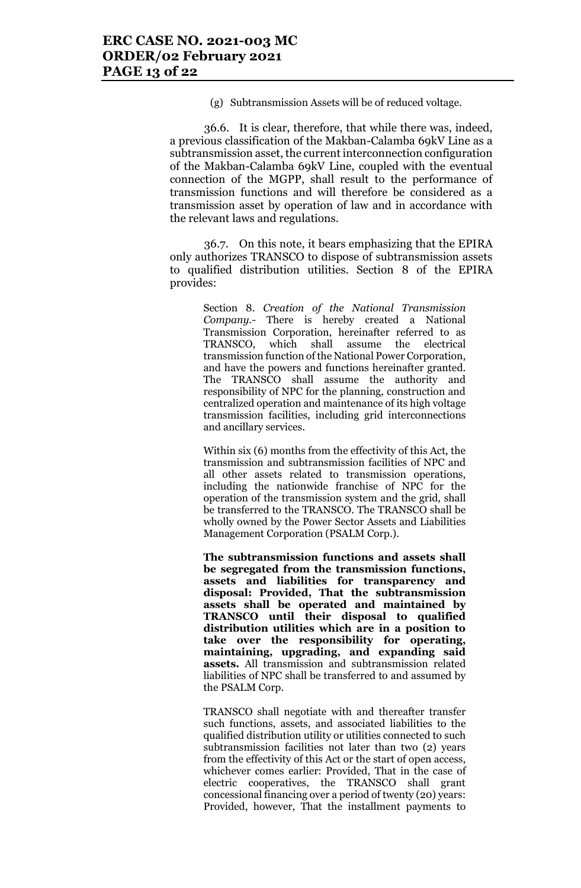(g) Subtransmission Assets will be of reduced voltage.

36.6. It is clear, therefore, that while there was, indeed, a previous classification of the Makban-Calamba 69kV Line as a subtransmission asset, the current interconnection configuration of the Makban-Calamba 69kV Line, coupled with the eventual connection of the MGPP, shall result to the performance of transmission functions and will therefore be considered as a transmission asset by operation of law and in accordance with the relevant laws and regulations.

36.7. On this note, it bears emphasizing that the EPIRA only authorizes TRANSCO to dispose of subtransmission assets to qualified distribution utilities. Section 8 of the EPIRA provides:

> Section 8. *Creation of the National Transmission Company.*- There is hereby created a National Transmission Corporation, hereinafter referred to as TRANSCO, which shall assume the electrical transmission function of the National Power Corporation, and have the powers and functions hereinafter granted. The TRANSCO shall assume the authority and responsibility of NPC for the planning, construction and centralized operation and maintenance of its high voltage transmission facilities, including grid interconnections and ancillary services.
>
> Within six (6) months from the effectivity of this Act, the transmission and subtransmission facilities of NPC and all other assets related to transmission operations, including the nationwide franchise of NPC for the operation of the transmission system and the grid, shall be transferred to the TRANSCO. The TRANSCO shall be wholly owned by the Power Sector Assets and Liabilities Management Corporation (PSALM Corp.).
>
> **The subtransmission functions and assets shall be segregated from the transmission functions, assets and liabilities for transparency and disposal: Provided, That the subtransmission assets shall be operated and maintained by TRANSCO until their disposal to qualified distribution utilities which are in a position to take over the responsibility for operating, maintaining, upgrading, and expanding said assets.** All transmission and subtransmission related liabilities of NPC shall be transferred to and assumed by the PSALM Corp.
>
> TRANSCO shall negotiate with and thereafter transfer such functions, assets, and associated liabilities to the qualified distribution utility or utilities connected to such subtransmission facilities not later than two (2) years from the effectivity of this Act or the start of open access, whichever comes earlier: Provided, That in the case of electric cooperatives, the TRANSCO shall grant concessional financing over a period of twenty (20) years: Provided, however, That the installment payments to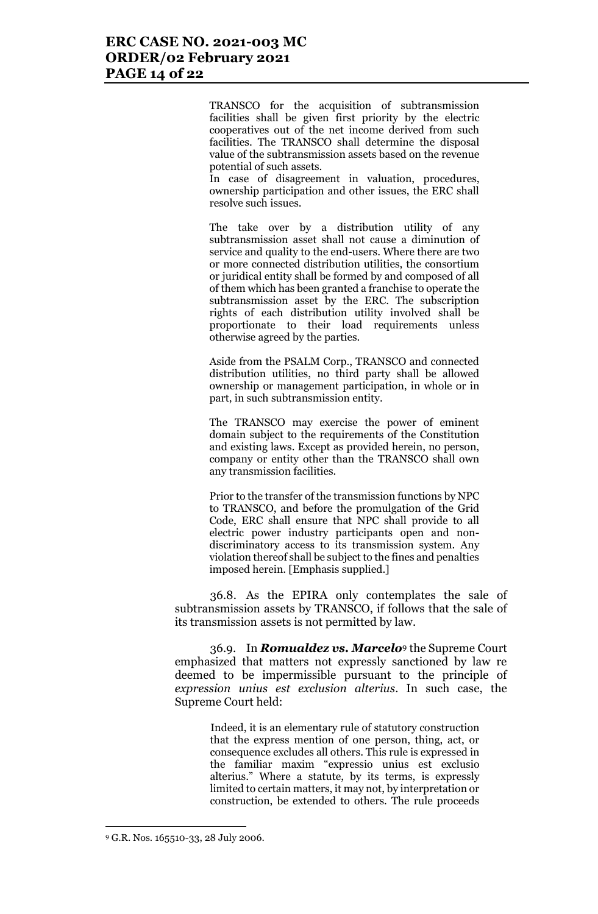> TRANSCO for the acquisition of subtransmission facilities shall be given first priority by the electric cooperatives out of the net income derived from such facilities. The TRANSCO shall determine the disposal value of the subtransmission assets based on the revenue potential of such assets.
> In case of disagreement in valuation, procedures, ownership participation and other issues, the ERC shall resolve such issues.
>
> The take over by a distribution utility of any subtransmission asset shall not cause a diminution of service and quality to the end-users. Where there are two or more connected distribution utilities, the consortium or juridical entity shall be formed by and composed of all of them which has been granted a franchise to operate the subtransmission asset by the ERC. The subscription rights of each distribution utility involved shall be proportionate to their load requirements unless otherwise agreed by the parties.
>
> Aside from the PSALM Corp., TRANSCO and connected distribution utilities, no third party shall be allowed ownership or management participation, in whole or in part, in such subtransmission entity.
>
> The TRANSCO may exercise the power of eminent domain subject to the requirements of the Constitution and existing laws. Except as provided herein, no person, company or entity other than the TRANSCO shall own any transmission facilities.
>
> Prior to the transfer of the transmission functions by NPC to TRANSCO, and before the promulgation of the Grid Code, ERC shall ensure that NPC shall provide to all electric power industry participants open and non-discriminatory access to its transmission system. Any violation thereof shall be subject to the fines and penalties imposed herein. [Emphasis supplied.]

36.8. As the EPIRA only contemplates the sale of subtransmission assets by TRANSCO, if follows that the sale of its transmission assets is not permitted by law.

36.9. In ***Romualdez vs. Marcelo***[9] the Supreme Court emphasized that matters not expressly sanctioned by law re deemed to be impermissible pursuant to the principle of *expression unius est exclusion alterius*. In such case, the Supreme Court held:

> Indeed, it is an elementary rule of statutory construction that the express mention of one person, thing, act, or consequence excludes all others. This rule is expressed in the familiar maxim "expressio unius est exclusio alterius." Where a statute, by its terms, is expressly limited to certain matters, it may not, by interpretation or construction, be extended to others. The rule proceeds

---

[9] G.R. Nos. 165510-33, 28 July 2006.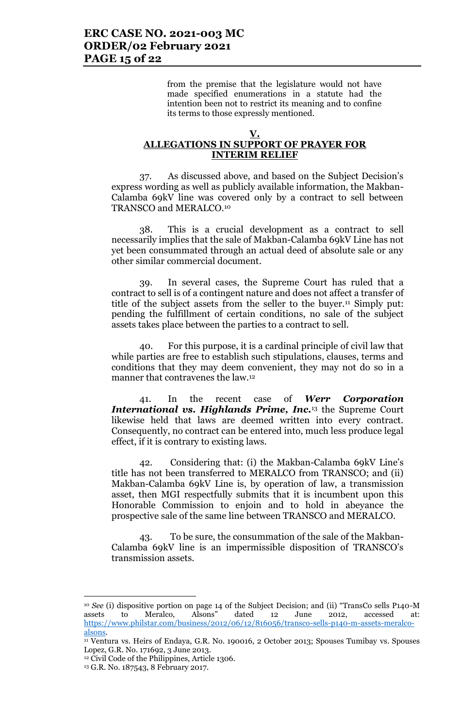> from the premise that the legislature would not have made specified enumerations in a statute had the intention been not to restrict its meaning and to confine its terms to those expressly mentioned.

## V.
## ALLEGATIONS IN SUPPORT OF PRAYER FOR INTERIM RELIEF

37. As discussed above, and based on the Subject Decision's express wording as well as publicly available information, the Makban-Calamba 69kV line was covered only by a contract to sell between TRANSCO and MERALCO.[10]

38. This is a crucial development as a contract to sell necessarily implies that the sale of Makban-Calamba 69kV Line has not yet been consummated through an actual deed of absolute sale or any other similar commercial document.

39. In several cases, the Supreme Court has ruled that a contract to sell is of a contingent nature and does not affect a transfer of title of the subject assets from the seller to the buyer.[11] Simply put: pending the fulfillment of certain conditions, no sale of the subject assets takes place between the parties to a contract to sell.

40. For this purpose, it is a cardinal principle of civil law that while parties are free to establish such stipulations, clauses, terms and conditions that they may deem convenient, they may not do so in a manner that contravenes the law.[12]

41. In the recent case of ***Werr Corporation International vs. Highlands Prime, Inc.***[13] the Supreme Court likewise held that laws are deemed written into every contract. Consequently, no contract can be entered into, much less produce legal effect, if it is contrary to existing laws.

42. Considering that: (i) the Makban-Calamba 69kV Line's title has not been transferred to MERALCO from TRANSCO; and (ii) Makban-Calamba 69kV Line is, by operation of law, a transmission asset, then MGI respectfully submits that it is incumbent upon this Honorable Commission to enjoin and to hold in abeyance the prospective sale of the same line between TRANSCO and MERALCO.

43. To be sure, the consummation of the sale of the Makban-Calamba 69kV line is an impermissible disposition of TRANSCO's transmission assets.

---

[10] *See* (i) dispositive portion on page 14 of the Subject Decision; and (ii) "TransCo sells P140-M assets to Meralco, Alsons" dated 12 June 2012, accessed at: https://www.philstar.com/business/2012/06/12/816056/transco-sells-p140-m-assets-meralco-alsons.

[11] Ventura vs. Heirs of Endaya, G.R. No. 190016, 2 October 2013; Spouses Tumibay vs. Spouses Lopez, G.R. No. 171692, 3 June 2013.

[12] Civil Code of the Philippines, Article 1306.

[13] G.R. No. 187543, 8 February 2017.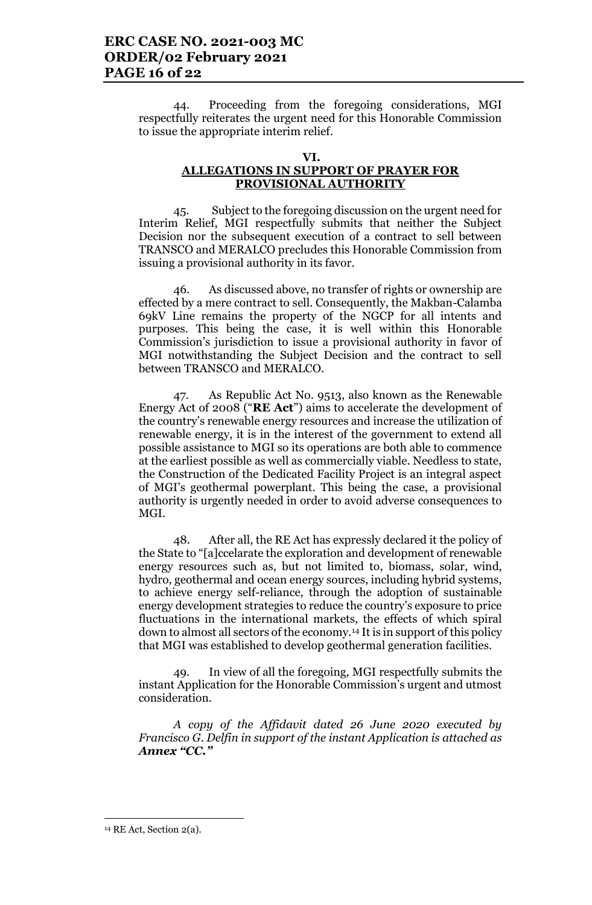44. Proceeding from the foregoing considerations, MGI respectfully reiterates the urgent need for this Honorable Commission to issue the appropriate interim relief.

**VI.**
**ALLEGATIONS IN SUPPORT OF PRAYER FOR PROVISIONAL AUTHORITY**

45. Subject to the foregoing discussion on the urgent need for Interim Relief, MGI respectfully submits that neither the Subject Decision nor the subsequent execution of a contract to sell between TRANSCO and MERALCO precludes this Honorable Commission from issuing a provisional authority in its favor.

46. As discussed above, no transfer of rights or ownership are effected by a mere contract to sell. Consequently, the Makban-Calamba 69kV Line remains the property of the NGCP for all intents and purposes. This being the case, it is well within this Honorable Commission's jurisdiction to issue a provisional authority in favor of MGI notwithstanding the Subject Decision and the contract to sell between TRANSCO and MERALCO.

47. As Republic Act No. 9513, also known as the Renewable Energy Act of 2008 ("**RE Act**") aims to accelerate the development of the country's renewable energy resources and increase the utilization of renewable energy, it is in the interest of the government to extend all possible assistance to MGI so its operations are both able to commence at the earliest possible as well as commercially viable. Needless to state, the Construction of the Dedicated Facility Project is an integral aspect of MGI's geothermal powerplant. This being the case, a provisional authority is urgently needed in order to avoid adverse consequences to MGI.

48. After all, the RE Act has expressly declared it the policy of the State to "[a]ccelarate the exploration and development of renewable energy resources such as, but not limited to, biomass, solar, wind, hydro, geothermal and ocean energy sources, including hybrid systems, to achieve energy self-reliance, through the adoption of sustainable energy development strategies to reduce the country's exposure to price fluctuations in the international markets, the effects of which spiral down to almost all sectors of the economy.[14] It is in support of this policy that MGI was established to develop geothermal generation facilities.

49. In view of all the foregoing, MGI respectfully submits the instant Application for the Honorable Commission's urgent and utmost consideration.

*A copy of the Affidavit dated 26 June 2020 executed by Francisco G. Delfin in support of the instant Application is attached as **Annex "CC."***

---

[14] RE Act, Section 2(a).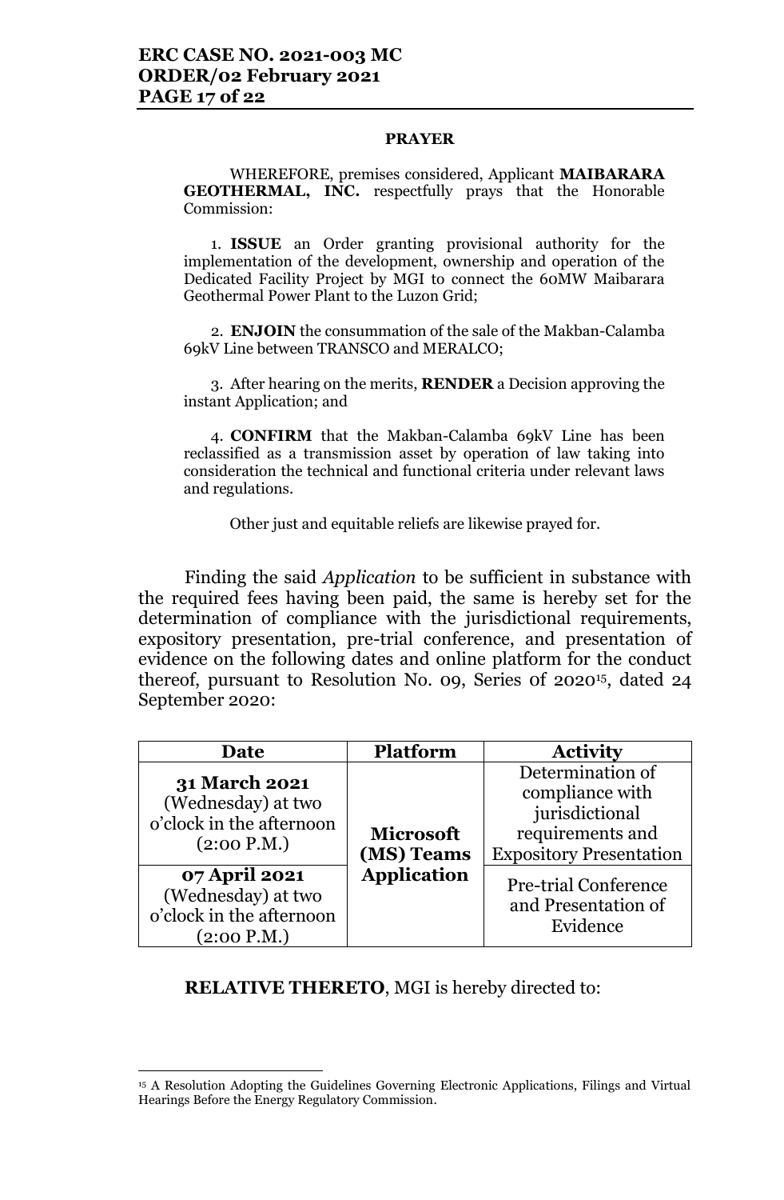**PRAYER**

WHEREFORE, premises considered, Applicant **MAIBARARA GEOTHERMAL, INC.** respectfully prays that the Honorable Commission:

1. **ISSUE** an Order granting provisional authority for the implementation of the development, ownership and operation of the Dedicated Facility Project by MGI to connect the 60MW Maibarara Geothermal Power Plant to the Luzon Grid;

2. **ENJOIN** the consummation of the sale of the Makban-Calamba 69kV Line between TRANSCO and MERALCO;

3. After hearing on the merits, **RENDER** a Decision approving the instant Application; and

4. **CONFIRM** that the Makban-Calamba 69kV Line has been reclassified as a transmission asset by operation of law taking into consideration the technical and functional criteria under relevant laws and regulations.

Other just and equitable reliefs are likewise prayed for.

Finding the said *Application* to be sufficient in substance with the required fees having been paid, the same is hereby set for the determination of compliance with the jurisdictional requirements, expository presentation, pre-trial conference, and presentation of evidence on the following dates and online platform for the conduct thereof, pursuant to Resolution No. 09, Series of 2020[15], dated 24 September 2020:

| Date | Platform | Activity |
|---|---|---|
| **31 March 2021** (Wednesday) at two o'clock in the afternoon (2:00 P.M.) | **Microsoft (MS) Teams Application** | Determination of compliance with jurisdictional requirements and Expository Presentation |
| **07 April 2021** (Wednesday) at two o'clock in the afternoon (2:00 P.M.) | | Pre-trial Conference and Presentation of Evidence |

**RELATIVE THERETO**, MGI is hereby directed to:

---

[15] A Resolution Adopting the Guidelines Governing Electronic Applications, Filings and Virtual Hearings Before the Energy Regulatory Commission.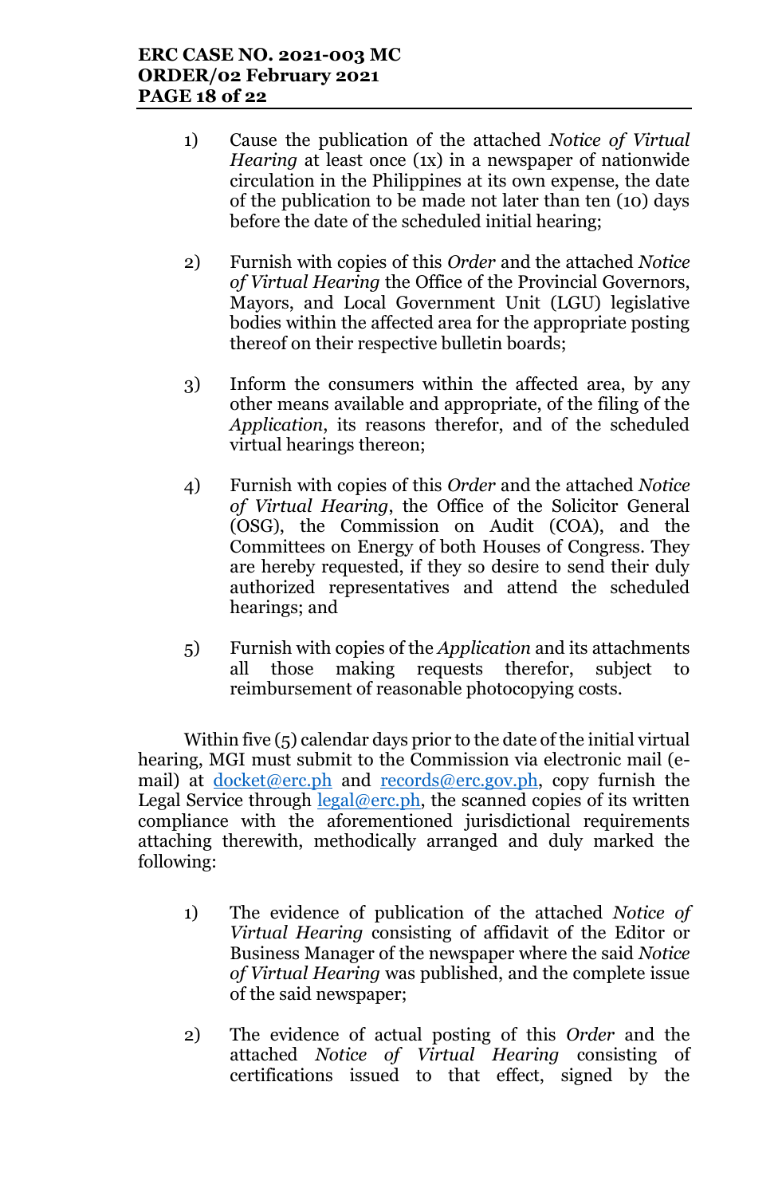1) Cause the publication of the attached *Notice of Virtual Hearing* at least once (1x) in a newspaper of nationwide circulation in the Philippines at its own expense, the date of the publication to be made not later than ten (10) days before the date of the scheduled initial hearing;

2) Furnish with copies of this *Order* and the attached *Notice of Virtual Hearing* the Office of the Provincial Governors, Mayors, and Local Government Unit (LGU) legislative bodies within the affected area for the appropriate posting thereof on their respective bulletin boards;

3) Inform the consumers within the affected area, by any other means available and appropriate, of the filing of the *Application*, its reasons therefor, and of the scheduled virtual hearings thereon;

4) Furnish with copies of this *Order* and the attached *Notice of Virtual Hearing*, the Office of the Solicitor General (OSG), the Commission on Audit (COA), and the Committees on Energy of both Houses of Congress. They are hereby requested, if they so desire to send their duly authorized representatives and attend the scheduled hearings; and

5) Furnish with copies of the *Application* and its attachments all those making requests therefor, subject to reimbursement of reasonable photocopying costs.

Within five (5) calendar days prior to the date of the initial virtual hearing, MGI must submit to the Commission via electronic mail (e-mail) at docket@erc.ph and records@erc.gov.ph, copy furnish the Legal Service through legal@erc.ph, the scanned copies of its written compliance with the aforementioned jurisdictional requirements attaching therewith, methodically arranged and duly marked the following:

1) The evidence of publication of the attached *Notice of Virtual Hearing* consisting of affidavit of the Editor or Business Manager of the newspaper where the said *Notice of Virtual Hearing* was published, and the complete issue of the said newspaper;

2) The evidence of actual posting of this *Order* and the attached *Notice of Virtual Hearing* consisting of certifications issued to that effect, signed by the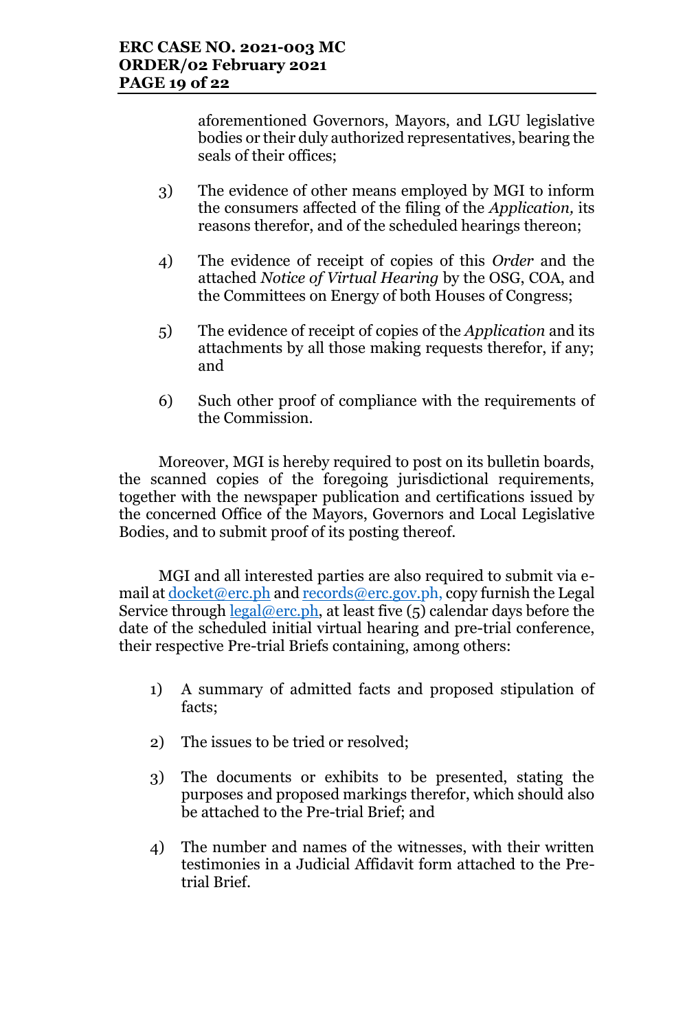aforementioned Governors, Mayors, and LGU legislative bodies or their duly authorized representatives, bearing the seals of their offices;

3) The evidence of other means employed by MGI to inform the consumers affected of the filing of the *Application,* its reasons therefor, and of the scheduled hearings thereon;

4) The evidence of receipt of copies of this *Order* and the attached *Notice of Virtual Hearing* by the OSG, COA, and the Committees on Energy of both Houses of Congress;

5) The evidence of receipt of copies of the *Application* and its attachments by all those making requests therefor, if any; and

6) Such other proof of compliance with the requirements of the Commission.

Moreover, MGI is hereby required to post on its bulletin boards, the scanned copies of the foregoing jurisdictional requirements, together with the newspaper publication and certifications issued by the concerned Office of the Mayors, Governors and Local Legislative Bodies, and to submit proof of its posting thereof.

MGI and all interested parties are also required to submit via e-mail at docket@erc.ph and records@erc.gov.ph, copy furnish the Legal Service through legal@erc.ph, at least five (5) calendar days before the date of the scheduled initial virtual hearing and pre-trial conference, their respective Pre-trial Briefs containing, among others:

1) A summary of admitted facts and proposed stipulation of facts;

2) The issues to be tried or resolved;

3) The documents or exhibits to be presented, stating the purposes and proposed markings therefor, which should also be attached to the Pre-trial Brief; and

4) The number and names of the witnesses, with their written testimonies in a Judicial Affidavit form attached to the Pre-trial Brief.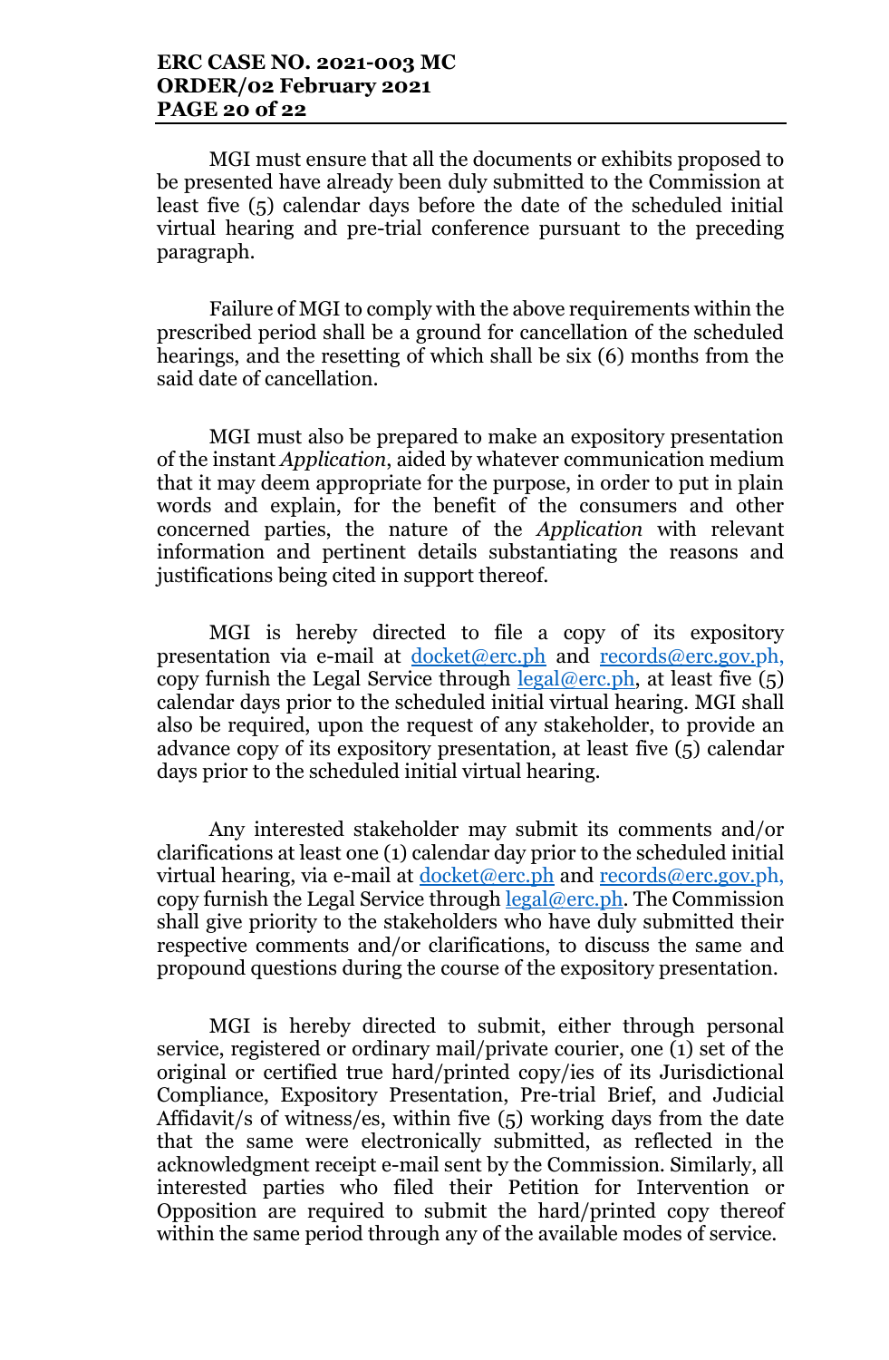MGI must ensure that all the documents or exhibits proposed to be presented have already been duly submitted to the Commission at least five (5) calendar days before the date of the scheduled initial virtual hearing and pre-trial conference pursuant to the preceding paragraph.

Failure of MGI to comply with the above requirements within the prescribed period shall be a ground for cancellation of the scheduled hearings, and the resetting of which shall be six (6) months from the said date of cancellation.

MGI must also be prepared to make an expository presentation of the instant *Application*, aided by whatever communication medium that it may deem appropriate for the purpose, in order to put in plain words and explain, for the benefit of the consumers and other concerned parties, the nature of the *Application* with relevant information and pertinent details substantiating the reasons and justifications being cited in support thereof.

MGI is hereby directed to file a copy of its expository presentation via e-mail at docket@erc.ph and records@erc.gov.ph, copy furnish the Legal Service through legal@erc.ph, at least five (5) calendar days prior to the scheduled initial virtual hearing. MGI shall also be required, upon the request of any stakeholder, to provide an advance copy of its expository presentation, at least five (5) calendar days prior to the scheduled initial virtual hearing.

Any interested stakeholder may submit its comments and/or clarifications at least one (1) calendar day prior to the scheduled initial virtual hearing, via e-mail at docket@erc.ph and records@erc.gov.ph, copy furnish the Legal Service through legal@erc.ph. The Commission shall give priority to the stakeholders who have duly submitted their respective comments and/or clarifications, to discuss the same and propound questions during the course of the expository presentation.

MGI is hereby directed to submit, either through personal service, registered or ordinary mail/private courier, one (1) set of the original or certified true hard/printed copy/ies of its Jurisdictional Compliance, Expository Presentation, Pre-trial Brief, and Judicial Affidavit/s of witness/es, within five (5) working days from the date that the same were electronically submitted, as reflected in the acknowledgment receipt e-mail sent by the Commission. Similarly, all interested parties who filed their Petition for Intervention or Opposition are required to submit the hard/printed copy thereof within the same period through any of the available modes of service.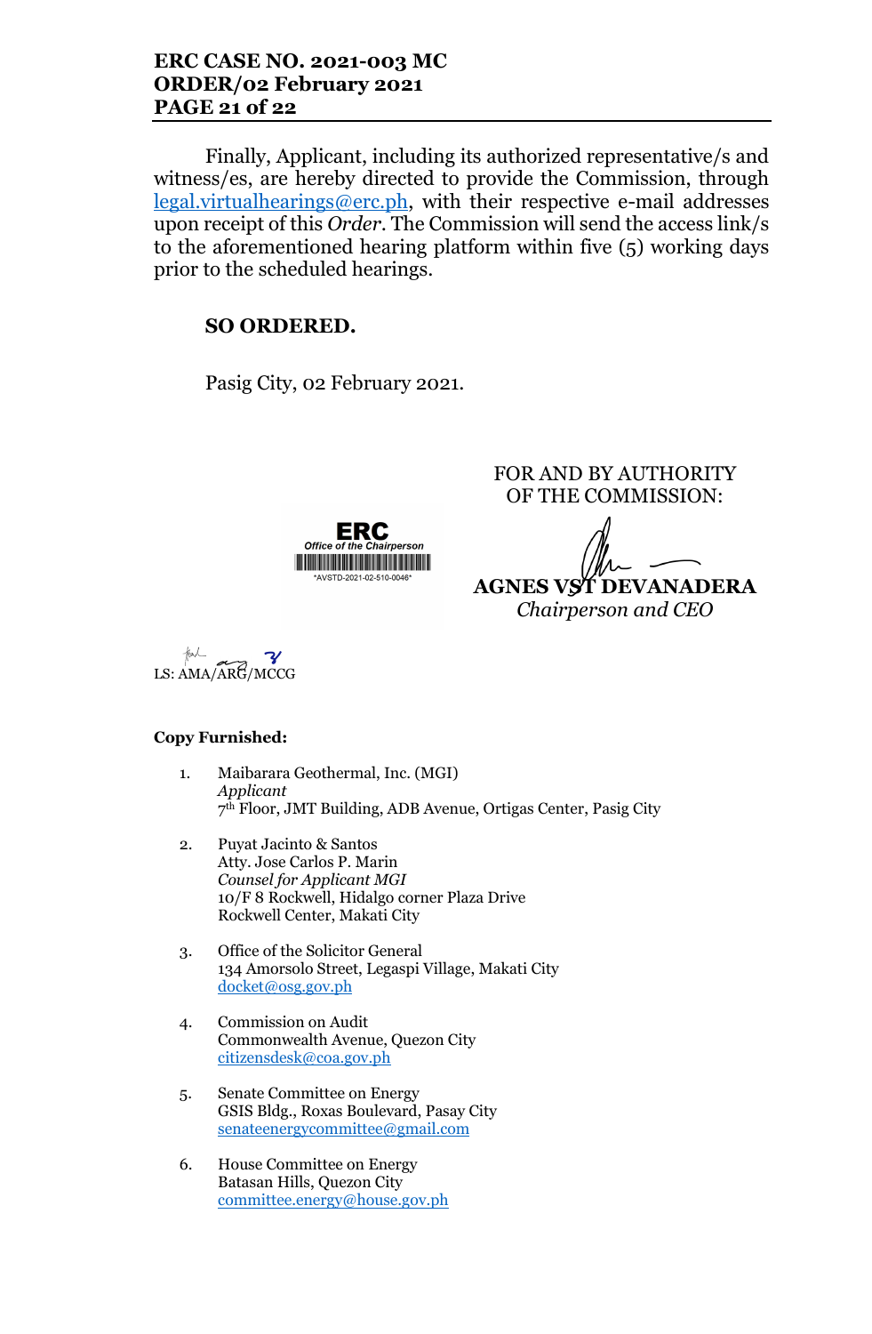Finally, Applicant, including its authorized representative/s and witness/es, are hereby directed to provide the Commission, through legal.virtualhearings@erc.ph, with their respective e-mail addresses upon receipt of this *Order*. The Commission will send the access link/s to the aforementioned hearing platform within five (5) working days prior to the scheduled hearings.

**SO ORDERED.**

Pasig City, 02 February 2021.

FOR AND BY AUTHORITY OF THE COMMISSION:

ERC
*Office of the Chairperson*
*AVSTD-2021-02-510-0046*

**AGNES VST DEVANADERA**
*Chairperson and CEO*

LS: AMA/ARG/MCCG

**Copy Furnished:**

1. Maibarara Geothermal, Inc. (MGI)
   *Applicant*
   7th Floor, JMT Building, ADB Avenue, Ortigas Center, Pasig City

2. Puyat Jacinto & Santos
   Atty. Jose Carlos P. Marin
   *Counsel for Applicant MGI*
   10/F 8 Rockwell, Hidalgo corner Plaza Drive
   Rockwell Center, Makati City

3. Office of the Solicitor General
   134 Amorsolo Street, Legaspi Village, Makati City
   docket@osg.gov.ph

4. Commission on Audit
   Commonwealth Avenue, Quezon City
   citizensdesk@coa.gov.ph

5. Senate Committee on Energy
   GSIS Bldg., Roxas Boulevard, Pasay City
   senateenergycommittee@gmail.com

6. House Committee on Energy
   Batasan Hills, Quezon City
   committee.energy@house.gov.ph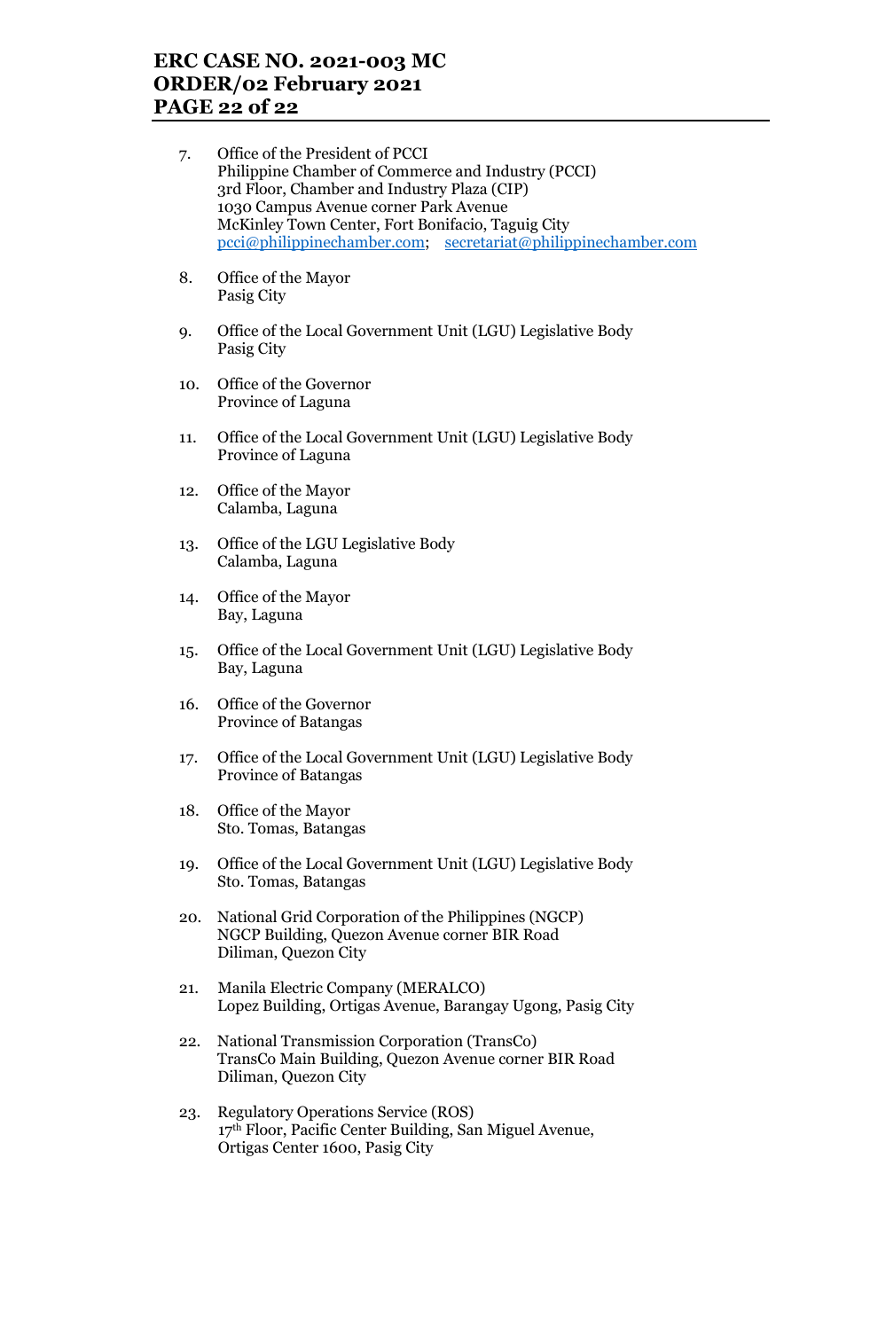7. Office of the President of PCCI
   Philippine Chamber of Commerce and Industry (PCCI)
   3rd Floor, Chamber and Industry Plaza (CIP)
   1030 Campus Avenue corner Park Avenue
   McKinley Town Center, Fort Bonifacio, Taguig City
   pcci@philippinechamber.com; secretariat@philippinechamber.com

8. Office of the Mayor
   Pasig City

9. Office of the Local Government Unit (LGU) Legislative Body
   Pasig City

10. Office of the Governor
    Province of Laguna

11. Office of the Local Government Unit (LGU) Legislative Body
    Province of Laguna

12. Office of the Mayor
    Calamba, Laguna

13. Office of the LGU Legislative Body
    Calamba, Laguna

14. Office of the Mayor
    Bay, Laguna

15. Office of the Local Government Unit (LGU) Legislative Body
    Bay, Laguna

16. Office of the Governor
    Province of Batangas

17. Office of the Local Government Unit (LGU) Legislative Body
    Province of Batangas

18. Office of the Mayor
    Sto. Tomas, Batangas

19. Office of the Local Government Unit (LGU) Legislative Body
    Sto. Tomas, Batangas

20. National Grid Corporation of the Philippines (NGCP)
    NGCP Building, Quezon Avenue corner BIR Road
    Diliman, Quezon City

21. Manila Electric Company (MERALCO)
    Lopez Building, Ortigas Avenue, Barangay Ugong, Pasig City

22. National Transmission Corporation (TransCo)
    TransCo Main Building, Quezon Avenue corner BIR Road
    Diliman, Quezon City

23. Regulatory Operations Service (ROS)
    17th Floor, Pacific Center Building, San Miguel Avenue,
    Ortigas Center 1600, Pasig City